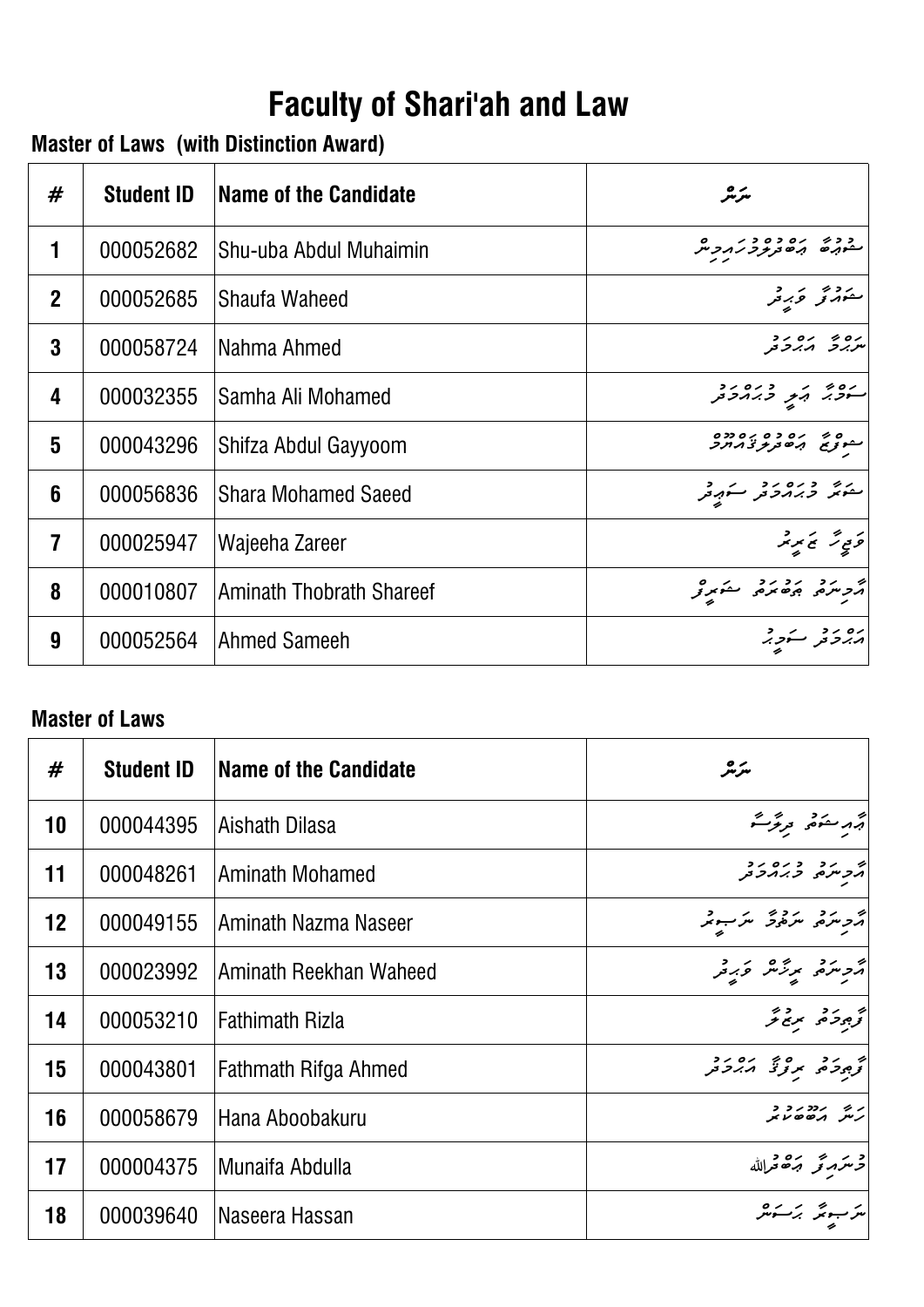# Faculty of Shari'ah and Law

### Master of Laws (with Distinction Award)

| # | Student ID | Name of the Candidate | ނަން |
|---|---|---|---|
| 1 | 000052682 | Shu-uba Abdul Muhaimin | ޝުޢުބާ ޢަބްދުލްމުހައިމިން |
| 2 | 000052685 | Shaufa Waheed | ޝައުފާ ވަޙީދު |
| 3 | 000058724 | Nahma Ahmed | ނަޙްމާ އަޙްމަދު |
| 4 | 000032355 | Samha Ali Mohamed | ސަމްހާ ޢަލީ މުޙައްމަދު |
| 5 | 000043296 | Shifza Abdul Gayyoom | ޝިފްޒާ ޢަބްދުލްޤައްޔޫމް |
| 6 | 000056836 | Shara Mohamed Saeed | ޝަރާ މުޙައްމަދު ސަޢީދު |
| 7 | 000025947 | Wajeeha Zareer | ވަޖީހާ ޒަރީރު |
| 8 | 000010807 | Aminath Thobrath Shareef | އާމިނަތު ޘޯބްރަތު ޝަރީފް |
| 9 | 000052564 | Ahmed Sameeh | އަޙްމަދު ސަމީޙް |

### Master of Laws

| # | Student ID | Name of the Candidate | ނަން |
|---|---|---|---|
| 10 | 000044395 | Aishath Dilasa | ޢާއިޝަތު ދިލާސާ |
| 11 | 000048261 | Aminath Mohamed | އާމިނަތު މުޙައްމަދު |
| 12 | 000049155 | Aminath Nazma Naseer | އާމިނަތު ނަޒްމާ ނަސީރު |
| 13 | 000023992 | Aminath Reekhan Waheed | އާމިނަތު ރީޚާން ވަޙީދު |
| 14 | 000053210 | Fathimath Rizla | ފާޠިމަތު ރިޒްލާ |
| 15 | 000043801 | Fathmath Rifga Ahmed | ފާޠިމަތު ރިފްޤާ އަޙްމަދު |
| 16 | 000058679 | Hana Aboobakuru | ހަނާ އަބޫބަކުރު |
| 17 | 000004375 | Munaifa Abdulla | މުނައިފާ ޢަބްދުﷲ |
| 18 | 000039640 | Naseera Hassan | ނަސީރާ ޙަސަން |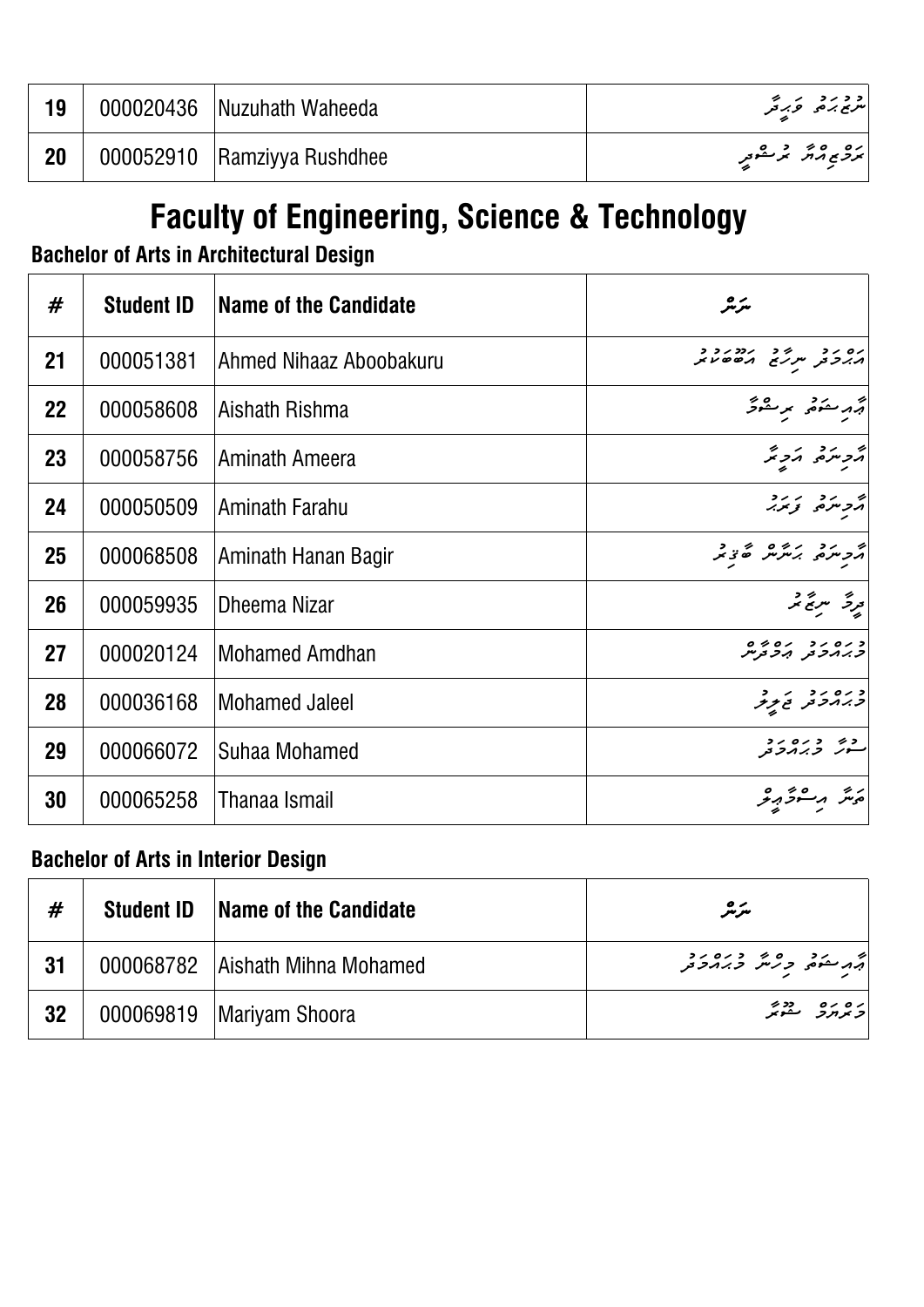| 19 | 000020436 | Nuzuhath Waheeda | ނުޒުހަތު ވަހީދާ |
|---|---|---|---|
| 20 | 000052910 | Ramziyya Rushdhee | ރަމްޒިއްޔާ ރުޝްދީ |

# Faculty of Engineering, Science & Technology

### Bachelor of Arts in Architectural Design

| # | Student ID | Name of the Candidate | ނަން |
|---|---|---|---|
| 21 | 000051381 | Ahmed Nihaaz Aboobakuru | އަޙްމަދު ނިހާޒް އަބޫބަކުރު |
| 22 | 000058608 | Aishath Rishma | އައިޝަތު ރިޝްމާ |
| 23 | 000058756 | Aminath Ameera | އާމިނަތު އަމީރާ |
| 24 | 000050509 | Aminath Farahu | އާމިނަތު ފަރަހު |
| 25 | 000068508 | Aminath Hanan Bagir | އާމިނަތު ހަނާން ބާގިރު |
| 26 | 000059935 | Dheema Nizar | ދީމާ ނިޒާރު |
| 27 | 000020124 | Mohamed Amdhan | މުޙައްމަދު އަމްދާން |
| 28 | 000036168 | Mohamed Jaleel | މުޙައްމަދު ޖަލީލު |
| 29 | 000066072 | Suhaa Mohamed | ސުހާ މުޙައްމަދު |
| 30 | 000065258 | Thanaa Ismail | ޘަނާ އިސްމާއީލް |

### Bachelor of Arts in Interior Design

| # | Student ID | Name of the Candidate | ނަން |
|---|---|---|---|
| 31 | 000068782 | Aishath Mihna Mohamed | އައިޝަތު މިހްނާ މުޙައްމަދު |
| 32 | 000069819 | Mariyam Shoora | މަރްޔަމް ޝޫރާ |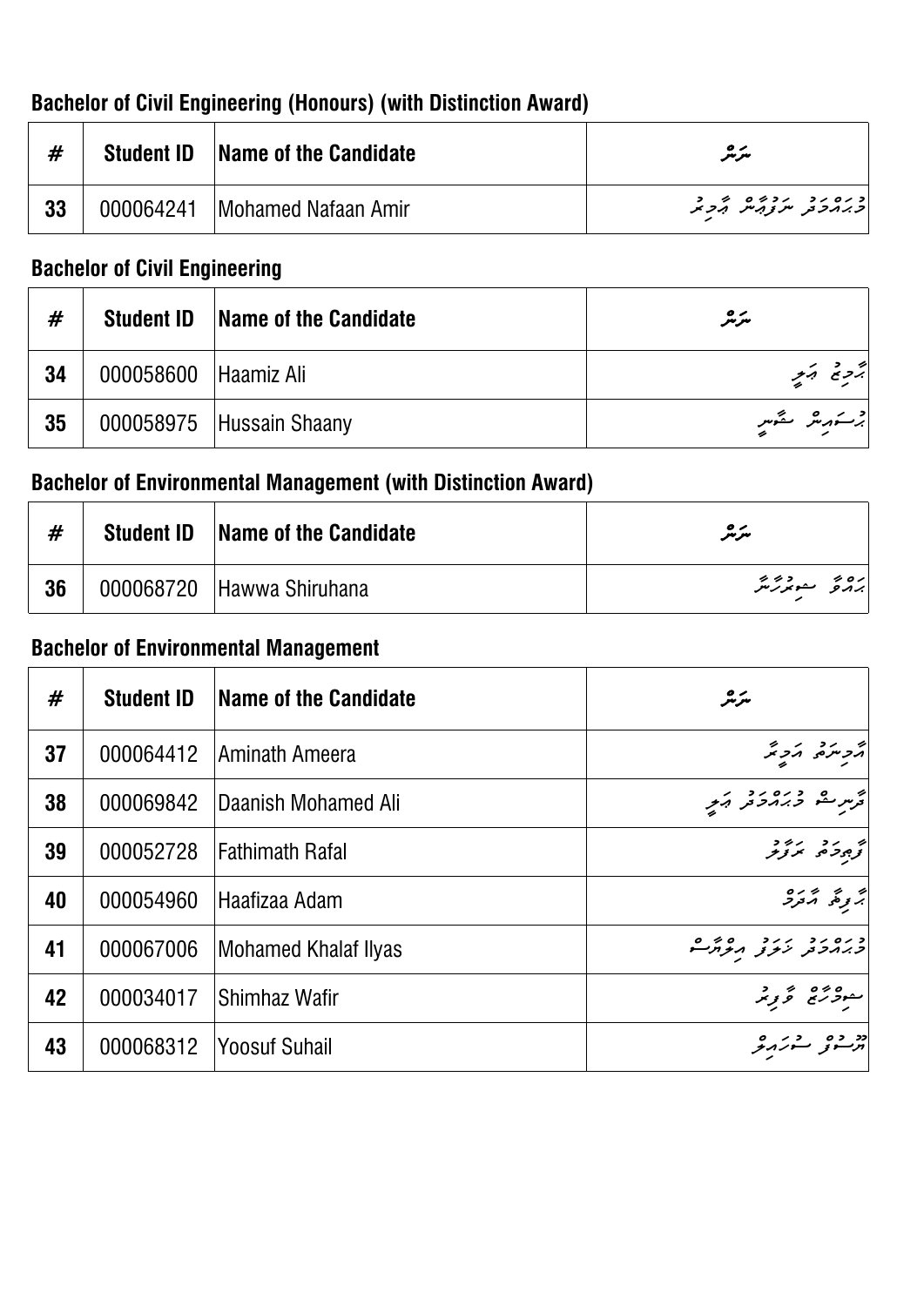### Bachelor of Civil Engineering (Honours) (with Distinction Award)

| # | Student ID | Name of the Candidate | ނަން |
|---|---|---|---|
| 33 | 000064241 | Mohamed Nafaan Amir | މުޙައްމަދު ނަފާން އާމިރު |

### Bachelor of Civil Engineering

| # | Student ID | Name of the Candidate | ނަން |
|---|---|---|---|
| 34 | 000058600 | Haamiz Ali | ހާމިޒް ޢަލީ |
| 35 | 000058975 | Hussain Shaany | ޙުސައިން ޝާނީ |

### Bachelor of Environmental Management (with Distinction Award)

| # | Student ID | Name of the Candidate | ނަން |
|---|---|---|---|
| 36 | 000068720 | Hawwa Shiruhana | ހައްވާ ޝިރުހާނާ |

### Bachelor of Environmental Management

| # | Student ID | Name of the Candidate | ނަން |
|---|---|---|---|
| 37 | 000064412 | Aminath Ameera | އާމިނަތު އަމީރާ |
| 38 | 000069842 | Daanish Mohamed Ali | ދާނިޝް މުޙައްމަދު ޢަލީ |
| 39 | 000052728 | Fathimath Rafal | ފާތިމަތު ރަފާލު |
| 40 | 000054960 | Haafizaa Adam | ހާފިޒާ އާދަމް |
| 41 | 000067006 | Mohamed Khalaf Ilyas | މުޙައްމަދު ޚަލަފު އިލްޔާސް |
| 42 | 000034017 | Shimhaz Wafir | ޝިމްހާޒް ވާފިރު |
| 43 | 000068312 | Yoosuf Suhail | ޔޫސުފް ސުހައިލް |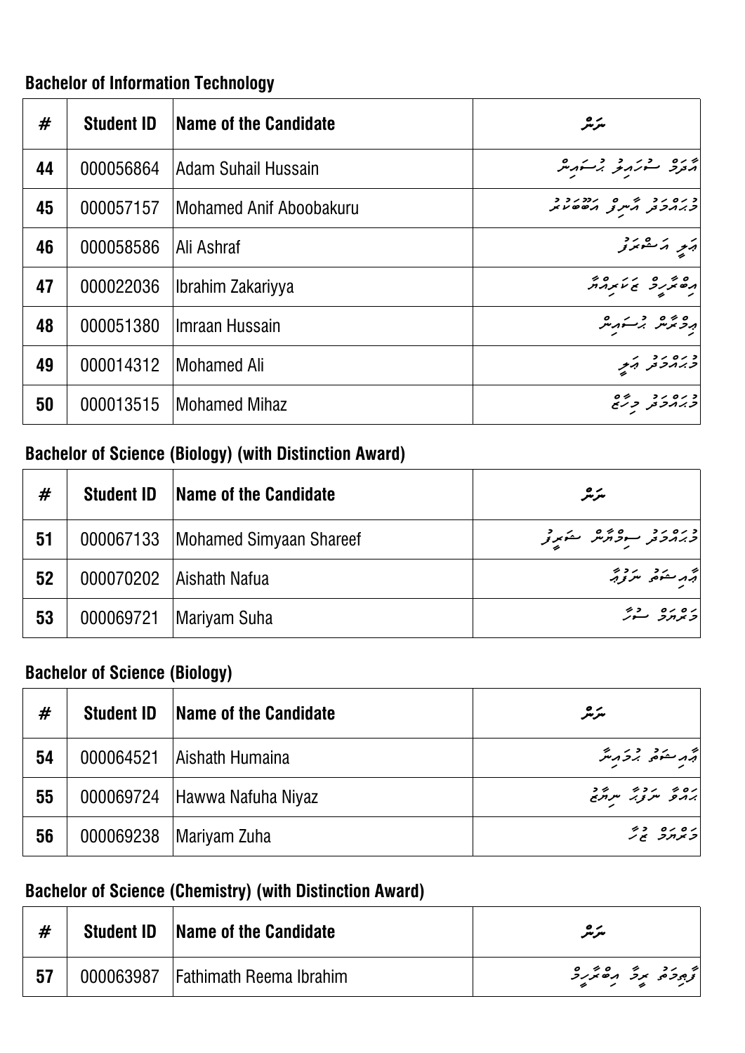### Bachelor of Information Technology

| # | Student ID | Name of the Candidate | ނަން |
|---|---|---|---|
| 44 | 000056864 | Adam Suhail Hussain | އާދަމް ސުހައިލް ހުސައިން |
| 45 | 000057157 | Mohamed Anif Aboobakuru | މުޙައްމަދު އާނިފް އަބޫބަކުރު |
| 46 | 000058586 | Ali Ashraf | ޢަލީ އަޝްރަފް |
| 47 | 000022036 | Ibrahim Zakariyya | އިބްރާހީމް ޒަކަރިއްޔާ |
| 48 | 000051380 | Imraan Hussain | އިމްރާން ހުސައިން |
| 49 | 000014312 | Mohamed Ali | މުޙައްމަދު ޢަލީ |
| 50 | 000013515 | Mohamed Mihaz | މުޙައްމަދު މިހާޒް |

### Bachelor of Science (Biology) (with Distinction Award)

| # | Student ID | Name of the Candidate | ނަން |
|---|---|---|---|
| 51 | 000067133 | Mohamed Simyaan Shareef | މުޙައްމަދު ސިމްޔާން ޝަރީފް |
| 52 | 000070202 | Aishath Nafua | އާއިޝަތު ނަފޫއާ |
| 53 | 000069721 | Mariyam Suha | މަރްޔަމް ސުހާ |

### Bachelor of Science (Biology)

| # | Student ID | Name of the Candidate | ނަން |
|---|---|---|---|
| 54 | 000064521 | Aishath Humaina | އާއިޝަތު ހުމައިނާ |
| 55 | 000069724 | Hawwa Nafuha Niyaz | ޙައްވާ ނަފޫހާ ނިޔާޒް |
| 56 | 000069238 | Mariyam Zuha | މަރްޔަމް ޒުހާ |

### Bachelor of Science (Chemistry) (with Distinction Award)

| # | Student ID | Name of the Candidate | ނަން |
|---|---|---|---|
| 57 | 000063987 | Fathimath Reema Ibrahim | ފާތިމަތު ރީމާ އިބްރާހީމް |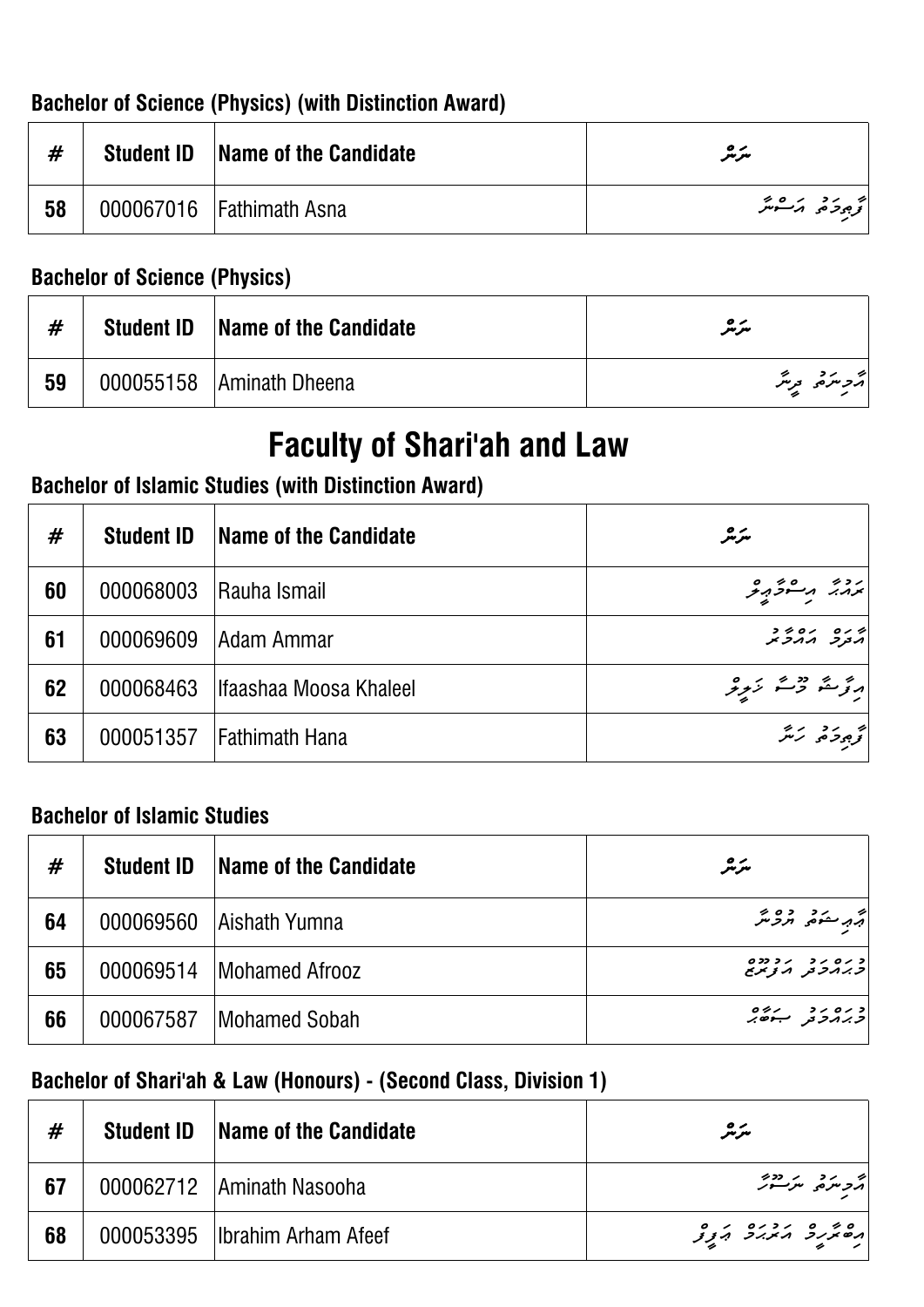### Bachelor of Science (Physics) (with Distinction Award)

| # | Student ID | Name of the Candidate | ނަން |
|---|---|---|---|
| 58 | 000067016 | Fathimath Asna | ފާތިމަތު އަސްނާ |

### Bachelor of Science (Physics)

| # | Student ID | Name of the Candidate | ނަން |
|---|---|---|---|
| 59 | 000055158 | Aminath Dheena | އާމިނަތު ދީނާ |

## Faculty of Shari'ah and Law

### Bachelor of Islamic Studies (with Distinction Award)

| # | Student ID | Name of the Candidate | ނަން |
|---|---|---|---|
| 60 | 000068003 | Rauha Ismail | ރައުހާ އިސްމާއީލް |
| 61 | 000069609 | Adam Ammar | އާދަމް އައްމާރު |
| 62 | 000068463 | Ifaashaa Moosa Khaleel | އިފާޝާ މޫސާ ޚަލީލް |
| 63 | 000051357 | Fathimath Hana | ފާތިމަތު ހަނާ |

### Bachelor of Islamic Studies

| # | Student ID | Name of the Candidate | ނަން |
|---|---|---|---|
| 64 | 000069560 | Aishath Yumna | އާއިޝަތު ޔުމްނާ |
| 65 | 000069514 | Mohamed Afrooz | މުޙައްމަދު އަފްރޫޒް |
| 66 | 000067587 | Mohamed Sobah | މުޙައްމަދު ޞަބާޙް |

### Bachelor of Shari'ah & Law (Honours) - (Second Class, Division 1)

| # | Student ID | Name of the Candidate | ނަން |
|---|---|---|---|
| 67 | 000062712 | Aminath Nasooha | އާމިނަތު ނަޞޫޙާ |
| 68 | 000053395 | Ibrahim Arham Afeef | އިބްރާހީމް އަރްހަމް އަފީފް |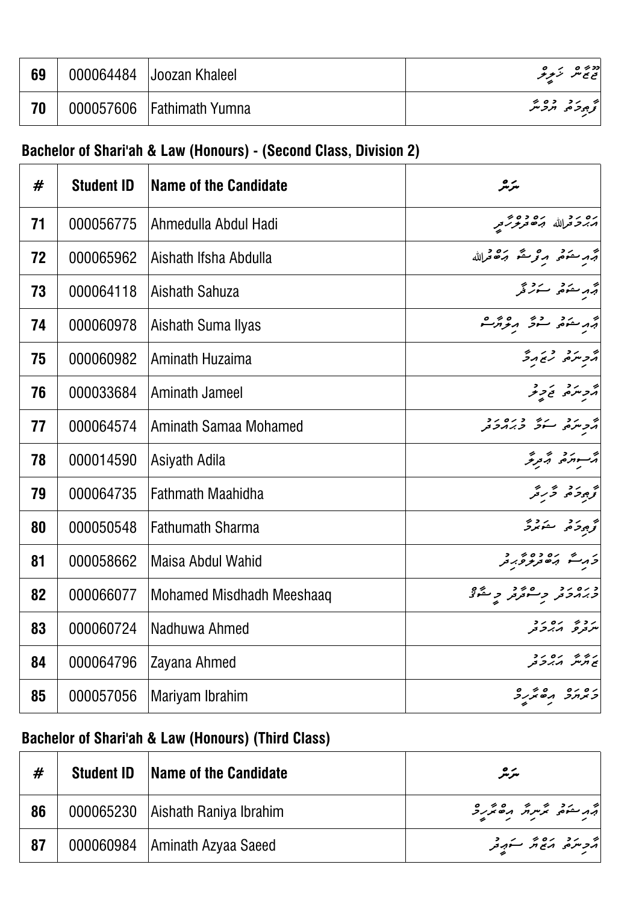| 69 | 000064484 | Joozan Khaleel | ޖޫޒާން ޚަލީލް |
|---|---|---|---|
| 70 | 000057606 | Fathimath Yumna | ފާތިމަތު ޔުމްނާ |

## Bachelor of Shari'ah & Law (Honours) - (Second Class, Division 2)

| # | Student ID | Name of the Candidate | ނަން |
|---|---|---|---|
| 71 | 000056775 | Ahmedulla Abdul Hadi | އަޙްމަދުﷲ ޢަބްދުލްހާދީ |
| 72 | 000065962 | Aishath Ifsha Abdulla | އާއިޝަތު އިފްޝާ ޢަބްދުﷲ |
| 73 | 000064118 | Aishath Sahuza | އާއިޝަތު ސަހުޒާ |
| 74 | 000060978 | Aishath Suma Ilyas | އާއިޝަތު ސުމާ އިލްޔާސް |
| 75 | 000060982 | Aminath Huzaima | އާމިނަތު ހުޒައިމާ |
| 76 | 000033684 | Aminath Jameel | އާމިނަތު ޖަމީލް |
| 77 | 000064574 | Aminath Samaa Mohamed | އާމިނަތު ސަމާ މުޙައްމަދު |
| 78 | 000014590 | Asiyath Adila | އާސިޔަތު އާދިލާ |
| 79 | 000064735 | Fathmath Maahidha | ފާތިމަތު މާހިދާ |
| 80 | 000050548 | Fathumath Sharma | ފާތިމަތު ޝަރުމާ |
| 81 | 000058662 | Maisa Abdul Wahid | މައިސާ ޢަބްދުލްވާހިދު |
| 82 | 000066077 | Mohamed Misdhadh Meeshaaq | މުޙައްމަދު މިސްދާދު މީޝާގު |
| 83 | 000060724 | Nadhuwa Ahmed | ނަދުވާ އަޙްމަދު |
| 84 | 000064796 | Zayana Ahmed | ޒަޔާނާ އަޙްމަދު |
| 85 | 000057056 | Mariyam Ibrahim | މަރްޔަމް އިބްރާހީމް |

## Bachelor of Shari'ah & Law (Honours) (Third Class)

| # | Student ID | Name of the Candidate | ނަން |
|---|---|---|---|
| 86 | 000065230 | Aishath Raniya Ibrahim | އާއިޝަތު ރާނިޔާ އިބްރާހީމް |
| 87 | 000060984 | Aminath Azyaa Saeed | އާމިނަތު އަޒްޔާ ސަޢީދު |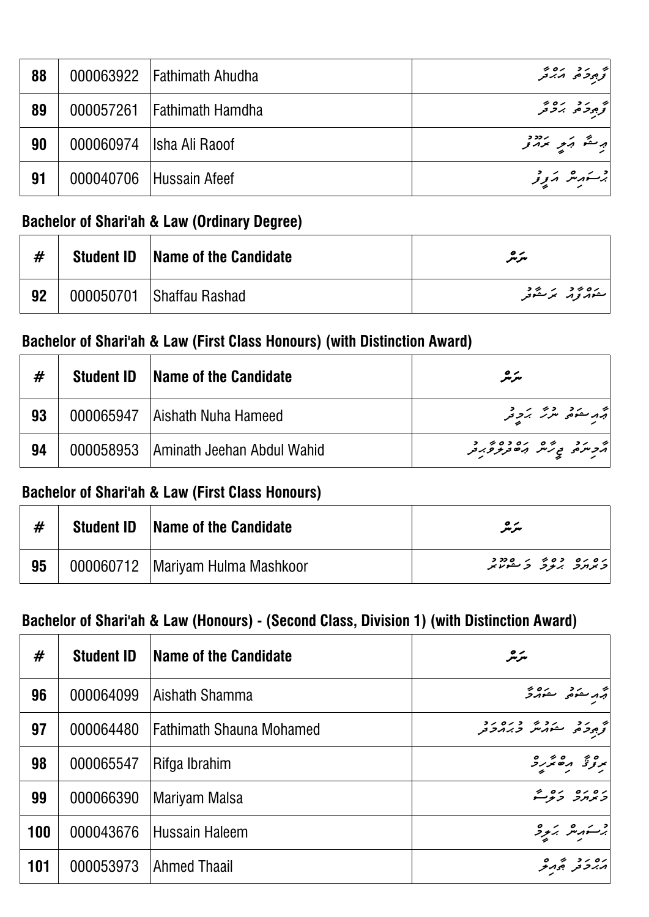| 88 | 000063922 | Fathimath Ahudha | ފާތިމަތު އަހުދާ |
|---|---|---|---|
| 89 | 000057261 | Fathimath Hamdha | ފާތިމަތު ހަމްދާ |
| 90 | 000060974 | Isha Ali Raoof | އީޝާ އަލީ ރައޫފު |
| 91 | 000040706 | Hussain Afeef | ޙުސައިން އަފީފު |

### Bachelor of Shari'ah & Law (Ordinary Degree)

| # | Student ID | Name of the Candidate | ނަންް |
|---|---|---|---|
| 92 | 000050701 | Shaffau Rashad | ޝައްފާޢު ރަޝާދު |

### Bachelor of Shari'ah & Law (First Class Honours) (with Distinction Award)

| # | Student ID | Name of the Candidate | ނަން |
|---|---|---|---|
| 93 | 000065947 | Aishath Nuha Hameed | އާއިޝަތު ނުހާ ހަމީދު |
| 94 | 000058953 | Aminath Jeehan Abdul Wahid | އާމިނަތު ޖީހާން އަބްދުލްވާހިދު |

### Bachelor of Shari'ah & Law (First Class Honours)

| # | Student ID | Name of the Candidate | ނަން |
|---|---|---|---|
| 95 | 000060712 | Mariyam Hulma Mashkoor | މަރްޔަމް ހުލްމާ މަޝްކޫރު |

### Bachelor of Shari'ah & Law (Honours) - (Second Class, Division 1) (with Distinction Award)

| # | Student ID | Name of the Candidate | ނަން |
|---|---|---|---|
| 96 | 000064099 | Aishath Shamma | އާއިޝަތު ޝައްމާ |
| 97 | 000064480 | Fathimath Shauna Mohamed | ފާތިމަތު ޝައުނާ މުޙައްމަދު |
| 98 | 000065547 | Rifga Ibrahim | ރިފްގާ އިބްރާހީމް |
| 99 | 000066390 | Mariyam Malsa | މަރްޔަމް މަލްސާ |
| 100 | 000043676 | Hussain Haleem | ޙުސައިން ހަލީމް |
| 101 | 000053973 | Ahmed Thaail | އަޙްމަދު ތާއިލް |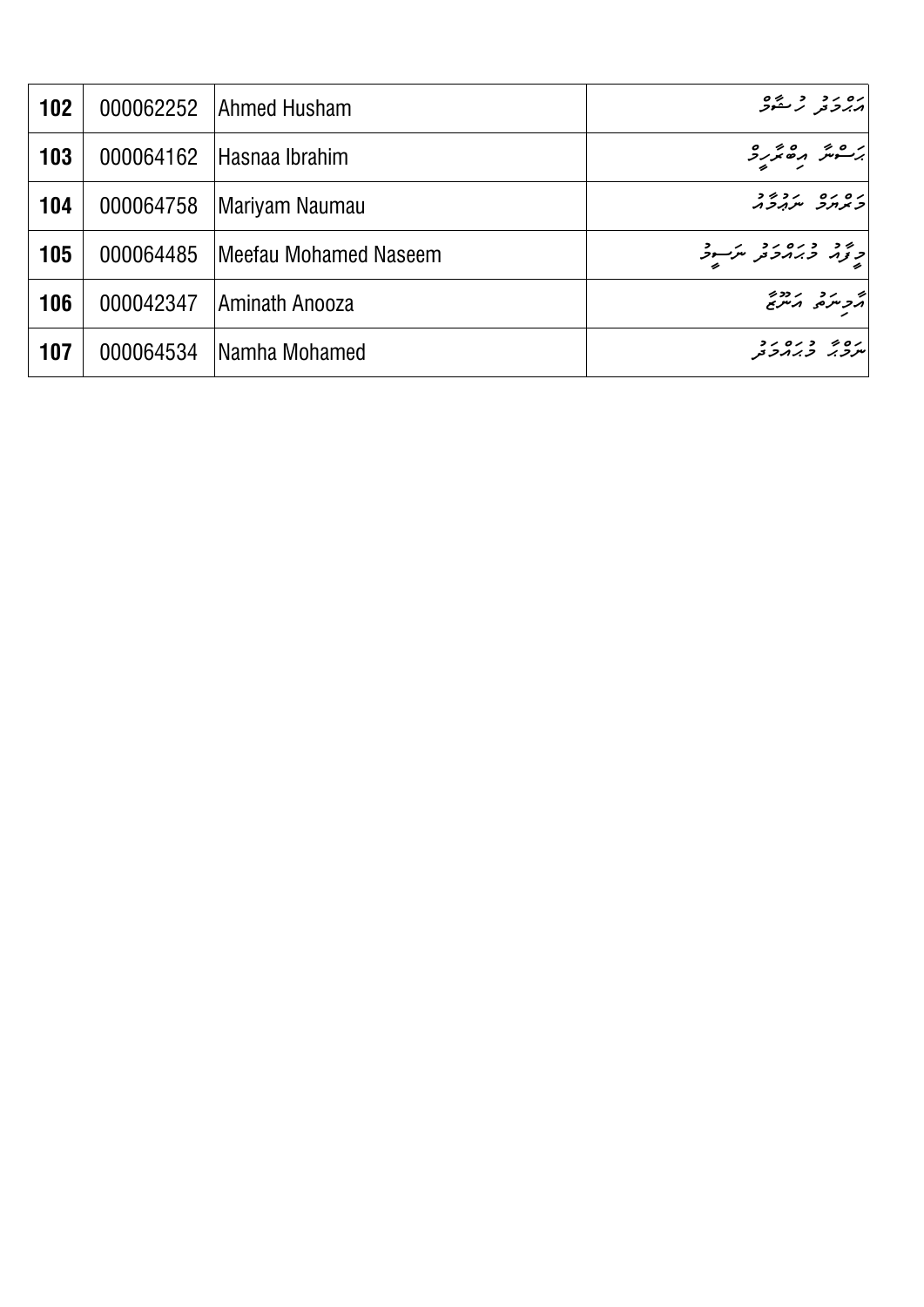| | | | |
|---|---|---|---|
| **102** | 000062252 | Ahmed Husham | އަޙްމަދު ހުޝާމް |
| **103** | 000064162 | Hasnaa Ibrahim | ހަސްނާ އިބްރާހީމް |
| **104** | 000064758 | Mariyam Naumau | މަރްޔަމް ނައުމާއު |
| **105** | 000064485 | Meefau Mohamed Naseem | މީފާއު މުޙައްމަދު ނަސީމް |
| **106** | 000042347 | Aminath Anooza | އާމިނަތު އަނޫޒާ |
| **107** | 000064534 | Namha Mohamed | ނަމްހާ މުޙައްމަދު |